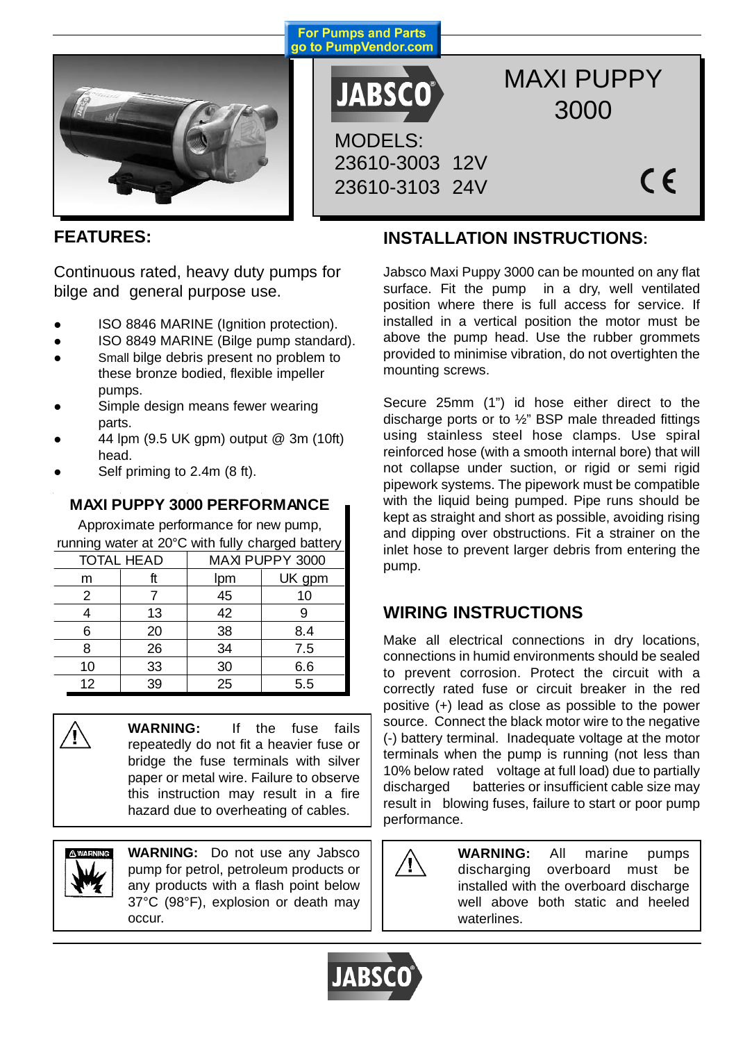For Pumps and Parts go to PumpVendor.com

# MAXI PUPPY 3000

JABSCO

MODELS:
23610-3003 12V
23610-3103 24V

CE

## FEATURES:

Continuous rated, heavy duty pumps for bilge and general purpose use.

- ISO 8846 MARINE (Ignition protection).
- ISO 8849 MARINE (Bilge pump standard).
- Small bilge debris present no problem to these bronze bodied, flexible impeller pumps.
- Simple design means fewer wearing parts.
- 44 lpm (9.5 UK gpm) output @ 3m (10ft) head.
- Self priming to 2.4m (8 ft).

### MAXI PUPPY 3000 PERFORMANCE

Approximate performance for new pump, running water at 20°C with fully charged battery

| TOTAL HEAD | | MAXI PUPPY 3000 | |
|---|---|---|---|
| m | ft | lpm | UK gpm |
| 2 | 7 | 45 | 10 |
| 4 | 13 | 42 | 9 |
| 6 | 20 | 38 | 8.4 |
| 8 | 26 | 34 | 7.5 |
| 10 | 33 | 30 | 6.6 |
| 12 | 39 | 25 | 5.5 |

**WARNING:** If the fuse fails repeatedly do not fit a heavier fuse or bridge the fuse terminals with silver paper or metal wire. Failure to observe this instruction may result in a fire hazard due to overheating of cables.

**WARNING:** Do not use any Jabsco pump for petrol, petroleum products or any products with a flash point below 37°C (98°F), explosion or death may occur.

## INSTALLATION INSTRUCTIONS:

Jabsco Maxi Puppy 3000 can be mounted on any flat surface. Fit the pump in a dry, well ventilated position where there is full access for service. If installed in a vertical position the motor must be above the pump head. Use the rubber grommets provided to minimise vibration, do not overtighten the mounting screws.

Secure 25mm (1") id hose either direct to the discharge ports or to ½" BSP male threaded fittings using stainless steel hose clamps. Use spiral reinforced hose (with a smooth internal bore) that will not collapse under suction, or rigid or semi rigid pipework systems. The pipework must be compatible with the liquid being pumped. Pipe runs should be kept as straight and short as possible, avoiding rising and dipping over obstructions. Fit a strainer on the inlet hose to prevent larger debris from entering the pump.

## WIRING INSTRUCTIONS

Make all electrical connections in dry locations, connections in humid environments should be sealed to prevent corrosion. Protect the circuit with a correctly rated fuse or circuit breaker in the red positive (+) lead as close as possible to the power source. Connect the black motor wire to the negative (-) battery terminal. Inadequate voltage at the motor terminals when the pump is running (not less than 10% below rated voltage at full load) due to partially discharged batteries or insufficient cable size may result in blowing fuses, failure to start or poor pump performance.

**WARNING:** All marine pumps discharging overboard must be installed with the overboard discharge well above both static and heeled waterlines.

JABSCO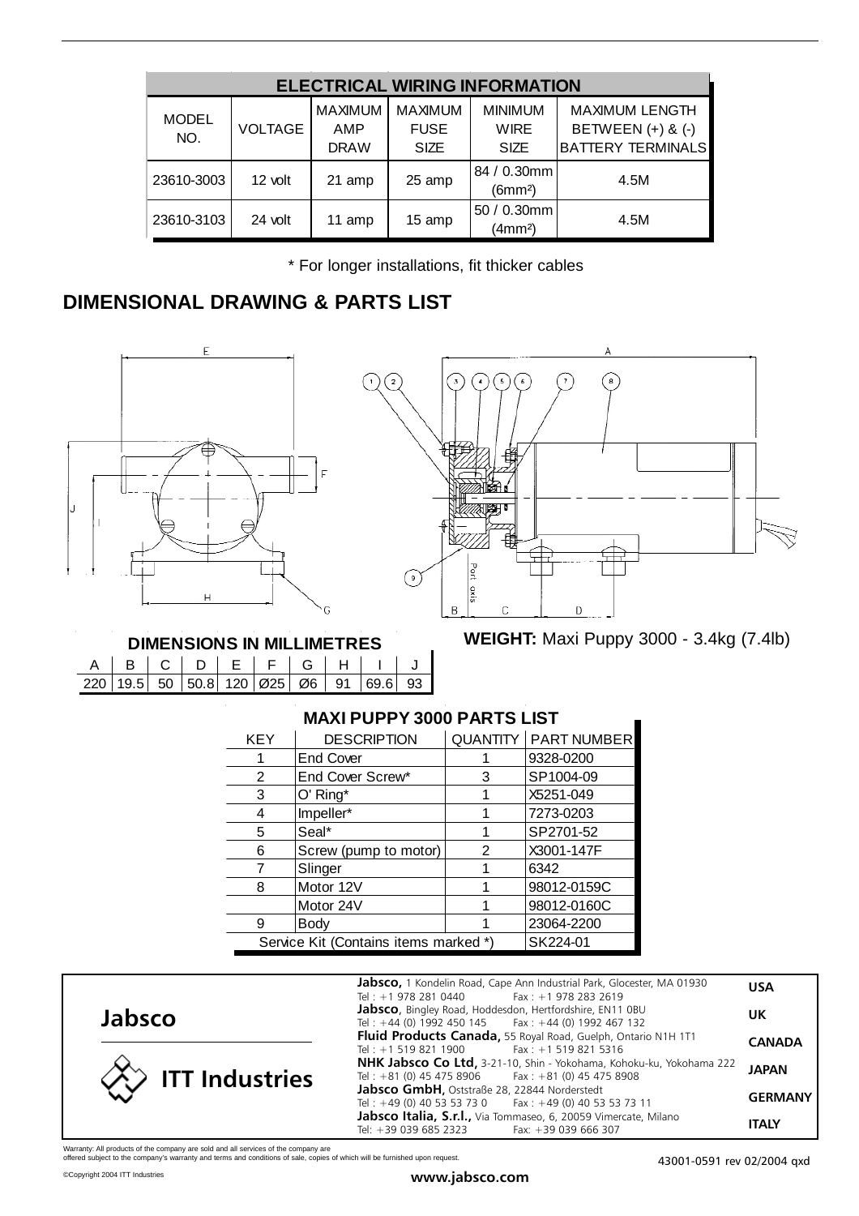| ELECTRICAL WIRING INFORMATION | | | | | |
|---|---|---|---|---|---|
| MODEL NO. | VOLTAGE | MAXIMUM AMP DRAW | MAXIMUM FUSE SIZE | MINIMUM WIRE SIZE | MAXIMUM LENGTH BETWEEN (+) & (-) BATTERY TERMINALS |
| 23610-3003 | 12 volt | 21 amp | 25 amp | 84 / 0.30mm ($6mm^2$) | 4.5M |
| 23610-3103 | 24 volt | 11 amp | 15 amp | 50 / 0.30mm ($4mm^2$) | 4.5M |

* For longer installations, fit thicker cables

## DIMENSIONAL DRAWING & PARTS LIST

E
F
J
I
H
G
A
1 2 3 4 5 6 7 8
9
Port axis
B C D

**DIMENSIONS IN MILLIMETRES**

| A | B | C | D | E | F | G | H | I | J |
|---|---|---|---|---|---|---|---|---|---|
| 220 | 19.5 | 50 | 50.8 | 120 | Ø25 | Ø6 | 91 | 69.6 | 93 |

**WEIGHT:** Maxi Puppy 3000 - 3.4kg (7.4lb)

**MAXI PUPPY 3000 PARTS LIST**

| KEY | DESCRIPTION | QUANTITY | PART NUMBER |
|---|---|---|---|
| 1 | End Cover | 1 | 9328-0200 |
| 2 | End Cover Screw* | 3 | SP1004-09 |
| 3 | O' Ring* | 1 | X5251-049 |
| 4 | Impeller* | 1 | 7273-0203 |
| 5 | Seal* | 1 | SP2701-52 |
| 6 | Screw (pump to motor) | 2 | X3001-147F |
| 7 | Slinger | 1 | 6342 |
| 8 | Motor 12V | 1 | 98012-0159C |
| | Motor 24V | 1 | 98012-0160C |
| 9 | Body | 1 | 23064-2200 |
| Service Kit (Contains items marked *) | | | SK224-01 |

**Jabsco**

**ITT Industries**

**Jabsco,** 1 Kondelin Road, Cape Ann Industrial Park, Glocester, MA 01930 — **USA**
Tel : +1 978 281 0440 Fax : +1 978 283 2619

**Jabsco**, Bingley Road, Hoddesdon, Hertfordshire, EN11 0BU — **UK**
Tel : +44 (0) 1992 450 145 Fax : +44 (0) 1992 467 132

**Fluid Products Canada,** 55 Royal Road, Guelph, Ontario N1H 1T1 — **CANADA**
Tel : +1 519 821 1900 Fax : +1 519 821 5316

**NHK Jabsco Co Ltd,** 3-21-10, Shin - Yokohama, Kohoku-ku, Yokohama 222 — **JAPAN**
Tel : +81 (0) 45 475 8906 Fax : +81 (0) 45 475 8908

**Jabsco GmbH,** Oststraße 28, 22844 Norderstedt — **GERMANY**
Tel : +49 (0) 40 53 53 73 0 Fax : +49 (0) 40 53 53 73 11

**Jabsco Italia, S.r.l.,** Via Tommaseo, 6, 20059 Vimercate, Milano — **ITALY**
Tel: +39 039 685 2323 Fax: +39 039 666 307

Warranty: All products of the company are sold and all services of the company are offered subject to the company's warranty and terms and conditions of sale, copies of which will be furnished upon request.

43001-0591 rev 02/2004 qxd

©Copyright 2004 ITT Industries

www.jabsco.com